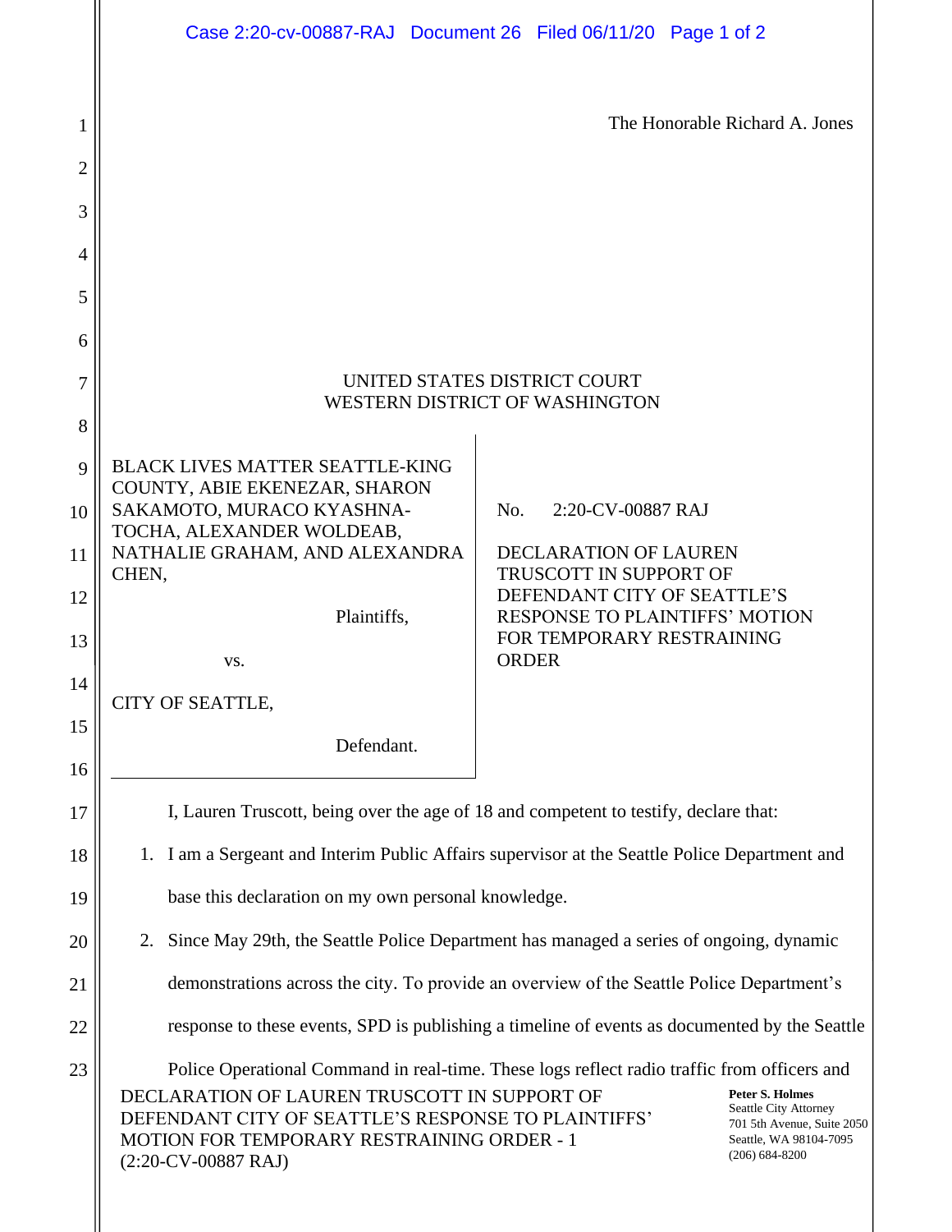The Honorable Richard A. Jones

UNITED STATES DISTRICT COURT
WESTERN DISTRICT OF WASHINGTON

| | |
|---|---|
| BLACK LIVES MATTER SEATTLE-KING COUNTY, ABIE EKENEZAR, SHARON SAKAMOTO, MURACO KYASHNA-TOCHA, ALEXANDER WOLDEAB, NATHALIE GRAHAM, AND ALEXANDRA CHEN,<br><br>Plaintiffs,<br><br>vs.<br><br>CITY OF SEATTLE,<br><br>Defendant. | No. 2:20-CV-00887 RAJ<br><br>DECLARATION OF LAUREN TRUSCOTT IN SUPPORT OF DEFENDANT CITY OF SEATTLE'S RESPONSE TO PLAINTIFFS' MOTION FOR TEMPORARY RESTRAINING ORDER |

I, Lauren Truscott, being over the age of 18 and competent to testify, declare that:

1. I am a Sergeant and Interim Public Affairs supervisor at the Seattle Police Department and base this declaration on my own personal knowledge.

2. Since May 29th, the Seattle Police Department has managed a series of ongoing, dynamic demonstrations across the city. To provide an overview of the Seattle Police Department's response to these events, SPD is publishing a timeline of events as documented by the Seattle Police Operational Command in real-time. These logs reflect radio traffic from officers and

DECLARATION OF LAUREN TRUSCOTT IN SUPPORT OF DEFENDANT CITY OF SEATTLE'S RESPONSE TO PLAINTIFFS' MOTION FOR TEMPORARY RESTRAINING ORDER - 1
(2:20-CV-00887 RAJ)

**Peter S. Holmes**
Seattle City Attorney
701 5th Avenue, Suite 2050
Seattle, WA 98104-7095
(206) 684-8200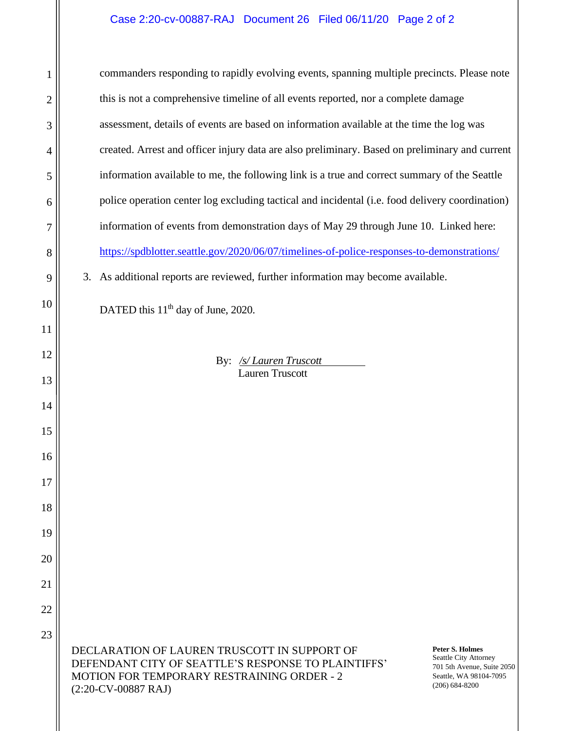commanders responding to rapidly evolving events, spanning multiple precincts. Please note this is not a comprehensive timeline of all events reported, nor a complete damage assessment, details of events are based on information available at the time the log was created. Arrest and officer injury data are also preliminary. Based on preliminary and current information available to me, the following link is a true and correct summary of the Seattle police operation center log excluding tactical and incidental (i.e. food delivery coordination) information of events from demonstration days of May 29 through June 10. Linked here: https://spdblotter.seattle.gov/2020/06/07/timelines-of-police-responses-to-demonstrations/

3. As additional reports are reviewed, further information may become available.

DATED this 11th day of June, 2020.

By: */s/ Lauren Truscott*
Lauren Truscott

DECLARATION OF LAUREN TRUSCOTT IN SUPPORT OF DEFENDANT CITY OF SEATTLE'S RESPONSE TO PLAINTIFFS' MOTION FOR TEMPORARY RESTRAINING ORDER - 2
(2:20-CV-00887 RAJ)

**Peter S. Holmes**
Seattle City Attorney
701 5th Avenue, Suite 2050
Seattle, WA 98104-7095
(206) 684-8200